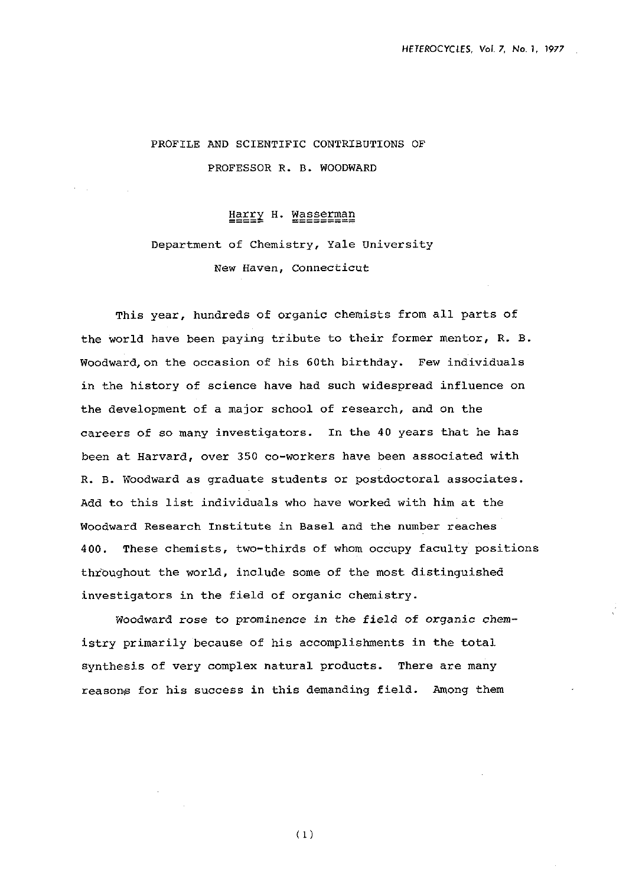# PROFILE AND SCIENTIFIC CONTRIBUTIONS OF PROFESSOR R. B. WOODWARD

Harry H. Wasserman

Department of Chemistry, Yale University

New Haven, Connecticut

This year, hundreds of organic chemists from all parts of the world have been paying tribute to their former mentor, R. B. Woodward, on the occasion of his 60th birthday. Few individuals in the history of science have had such widespread influence on the development of a major school of research, and on the careers of so many investigators. In the 40 years that he has been at Harvard, over 350 co-workers have been associated with R. B. Woodward as graduate students or postdoctoral associates. Add to this list individuals who have worked with him at the Woodward Research Institute in Basel and the number reaches 400. These chemists, two-thirds of whom occupy faculty positions throughout the world, include some of the most distinguished investigators in the field of organic chemistry.

Woodward rose to prominence in the field of organic chemistry primarily because of his accomplishments in the total synthesis of very complex natural products. There are many reasons for his success in this demanding field. Among them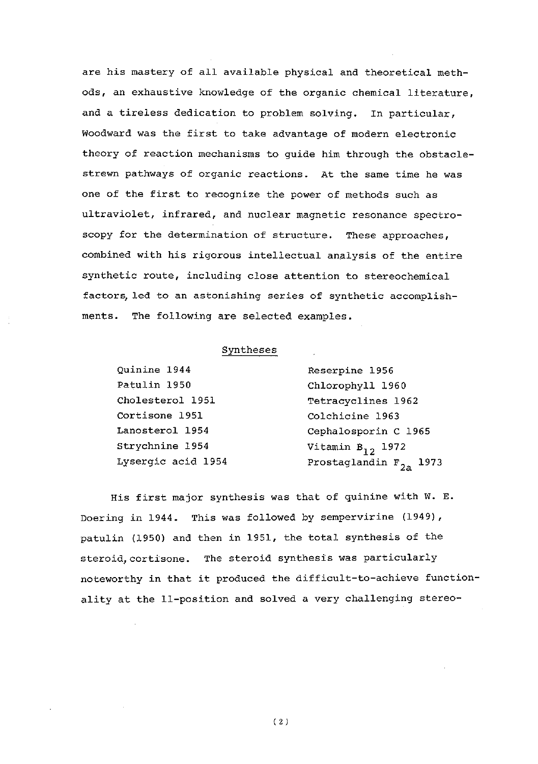are his mastery of all available physical and theoretical methods, an exhaustive knowledge of the organic chemical literature, and a tireless dedication to problem solving. In particular, Woodward was the first to take advantage of modern electronic theory of reaction mechanisms to guide him through the obstacle-strewn pathways of organic reactions. At the same time he was one of the first to recognize the power of methods such as ultraviolet, infrared, and nuclear magnetic resonance spectroscopy for the determination of structure. These approaches, combined with his rigorous intellectual analysis of the entire synthetic route, including close attention to stereochemical factors, led to an astonishing series of synthetic accomplishments. The following are selected examples.

## Syntheses

| | |
|---|---|
| Quinine 1944 | Reserpine 1956 |
| Patulin 1950 | Chlorophyll 1960 |
| Cholesterol 1951 | Tetracyclines 1962 |
| Cortisone 1951 | Colchicine 1963 |
| Lanosterol 1954 | Cephalosporin C 1965 |
| Strychnine 1954 | Vitamin $B_{12}$ 1972 |
| Lysergic acid 1954 | Prostaglandin $F_{2a}$ 1973 |

His first major synthesis was that of quinine with W. E. Doering in 1944. This was followed by sempervirine (1949), patulin (1950) and then in 1951, the total synthesis of the steroid, cortisone. The steroid synthesis was particularly noteworthy in that it produced the difficult-to-achieve functionality at the 11-position and solved a very challenging stereo-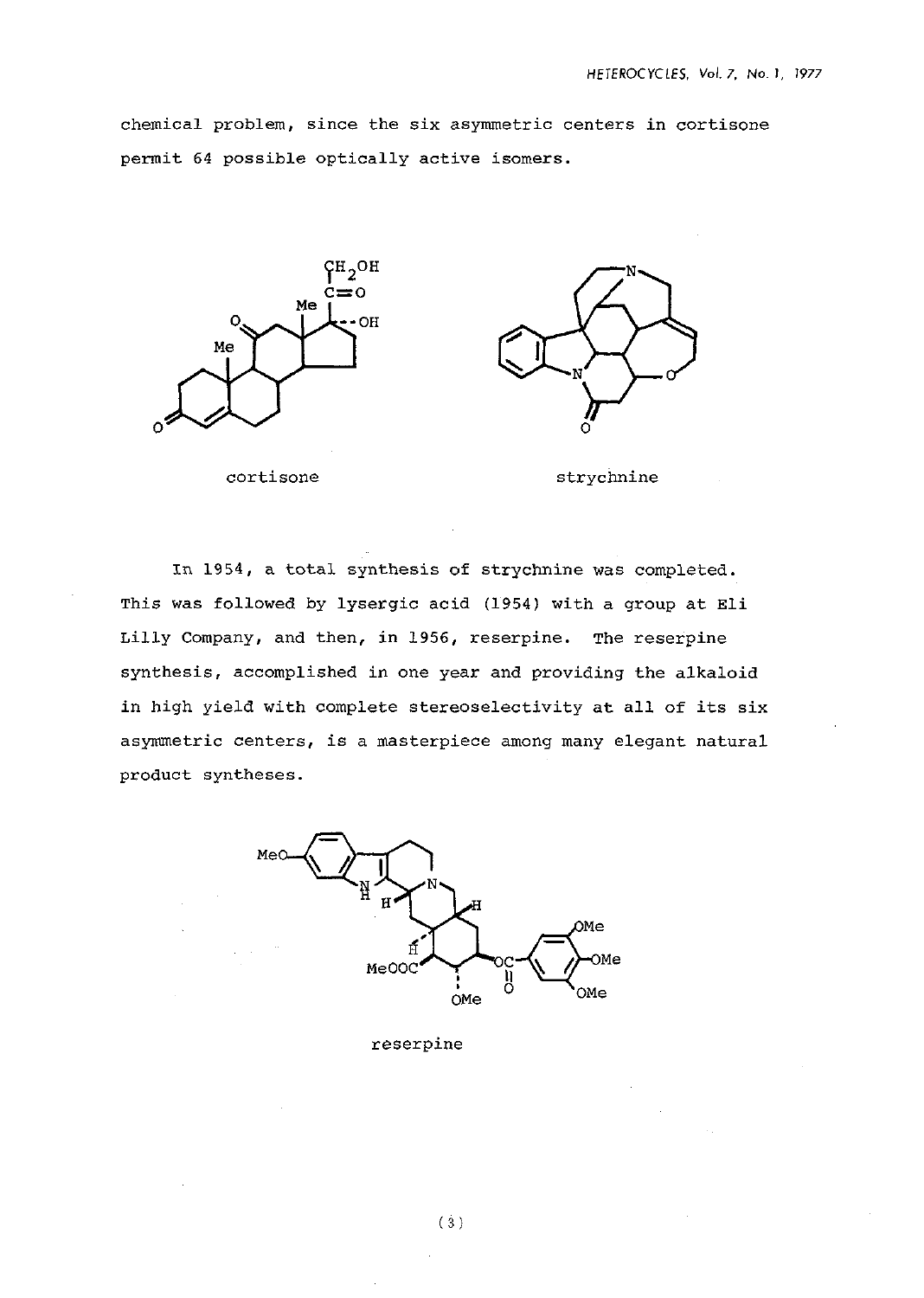chemical problem, since the six asymmetric centers in cortisone permit 64 possible optically active isomers.

cortisone

strychnine

In 1954, a total synthesis of strychnine was completed. This was followed by lysergic acid (1954) with a group at Eli Lilly Company, and then, in 1956, reserpine. The reserpine synthesis, accomplished in one year and providing the alkaloid in high yield with complete stereoselectivity at all of its six asymmetric centers, is a masterpiece among many elegant natural product syntheses.

reserpine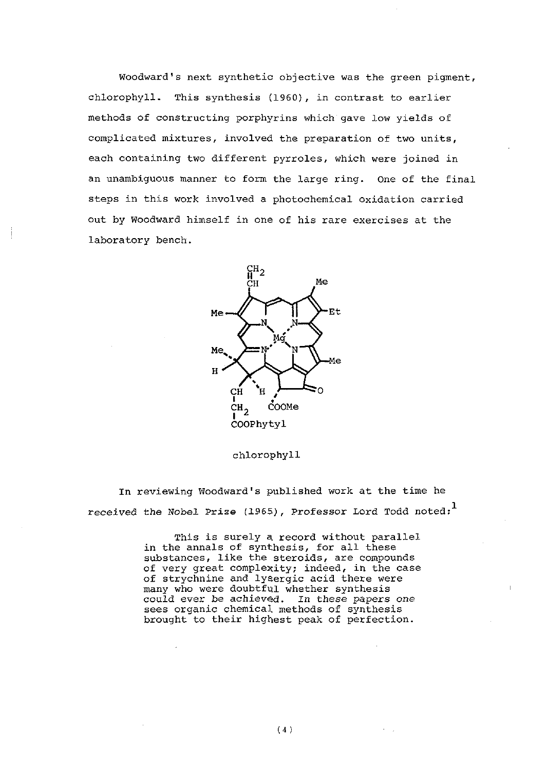Woodward's next synthetic objective was the green pigment, chlorophyll. This synthesis (1960), in contrast to earlier methods of constructing porphyrins which gave low yields of complicated mixtures, involved the preparation of two units, each containing two different pyrroles, which were joined in an unambiguous manner to form the large ring. One of the final steps in this work involved a photochemical oxidation carried out by Woodward himself in one of his rare exercises at the laboratory bench.

chlorophyll

In reviewing Woodward's published work at the time he received the Nobel Prize (1965), Professor Lord Todd noted:[1]

> This is surely a record without parallel in the annals of synthesis, for all these substances, like the steroids, are compounds of very great complexity; indeed, in the case of strychnine and lysergic acid there were many who were doubtful whether synthesis could ever be achieved. In these papers one sees organic chemical methods of synthesis brought to their highest peak of perfection.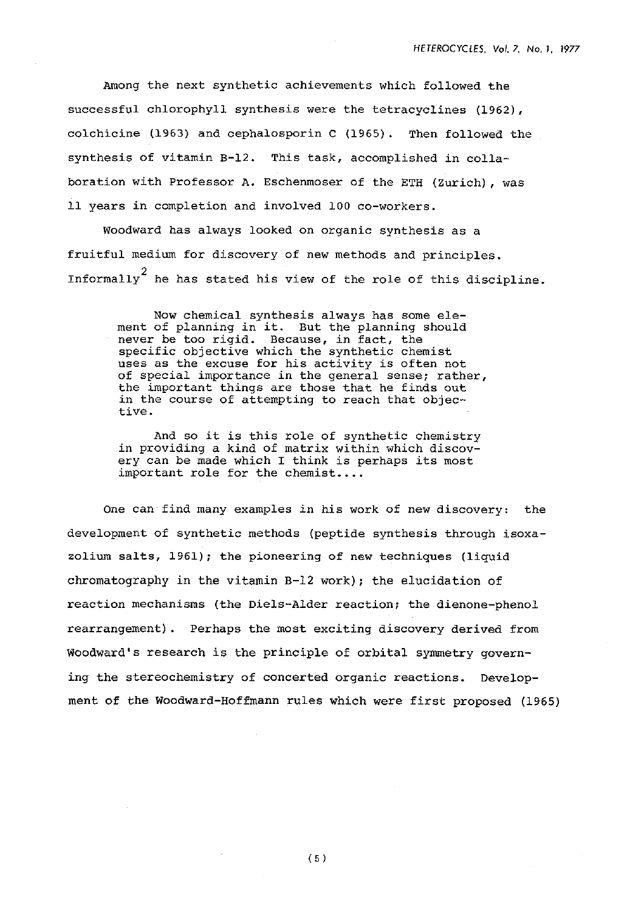Among the next synthetic achievements which followed the successful chlorophyll synthesis were the tetracyclines (1962), colchicine (1963) and cephalosporin C (1965). Then followed the synthesis of vitamin B-12. This task, accomplished in collaboration with Professor A. Eschenmoser of the ETH (Zurich), was 11 years in completion and involved 100 co-workers.

Woodward has always looked on organic synthesis as a fruitful medium for discovery of new methods and principles. Informally[2] he has stated his view of the role of this discipline.

> Now chemical synthesis always has some element of planning in it. But the planning should never be too rigid. Because, in fact, the specific objective which the synthetic chemist uses as the excuse for his activity is often not of special importance in the general sense; rather, the important things are those that he finds out in the course of attempting to reach that objective.
>
> And so it is this role of synthetic chemistry in providing a kind of matrix within which discovery can be made which I think is perhaps its most important role for the chemist....

One can find many examples in his work of new discovery: the development of synthetic methods (peptide synthesis through isoxazolium salts, 1961); the pioneering of new techniques (liquid chromatography in the vitamin B-12 work); the elucidation of reaction mechanisms (the Diels-Alder reaction; the dienone-phenol rearrangement). Perhaps the most exciting discovery derived from Woodward's research is the principle of orbital symmetry governing the stereochemistry of concerted organic reactions. Development of the Woodward-Hoffmann rules which were first proposed (1965)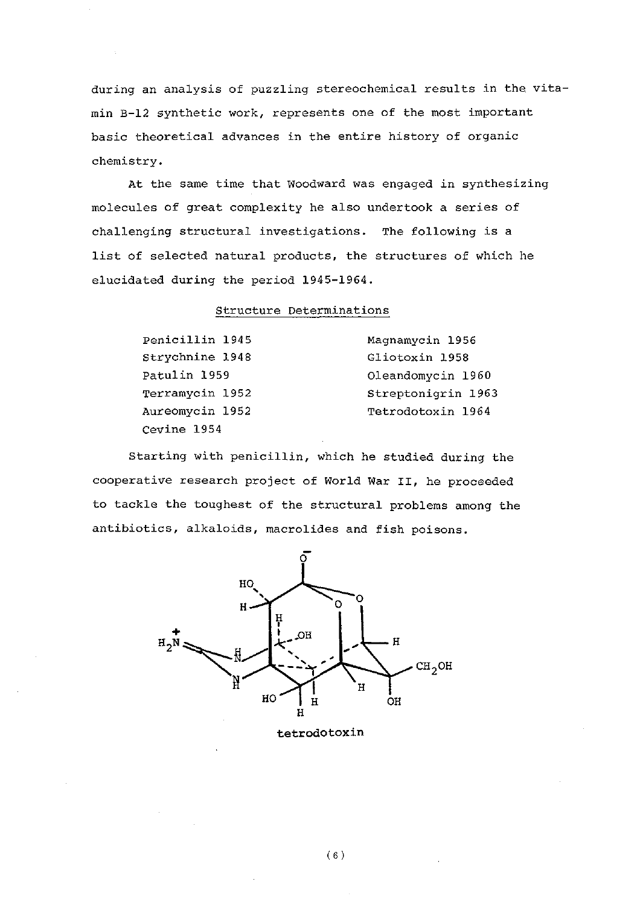during an analysis of puzzling stereochemical results in the vitamin B-12 synthetic work, represents one of the most important basic theoretical advances in the entire history of organic chemistry.

At the same time that Woodward was engaged in synthesizing molecules of great complexity he also undertook a series of challenging structural investigations. The following is a list of selected natural products, the structures of which he elucidated during the period 1945-1964.

Structure Determinations

| | |
|---|---|
| Penicillin 1945 | Magnamycin 1956 |
| Strychnine 1948 | Gliotoxin 1958 |
| Patulin 1959 | Oleandomycin 1960 |
| Terramycin 1952 | Streptonigrin 1963 |
| Aureomycin 1952 | Tetrodotoxin 1964 |
| Cevine 1954 | |

Starting with penicillin, which he studied during the cooperative research project of World War II, he proceeded to tackle the toughest of the structural problems among the antibiotics, alkaloids, macrolides and fish poisons.

tetrodotoxin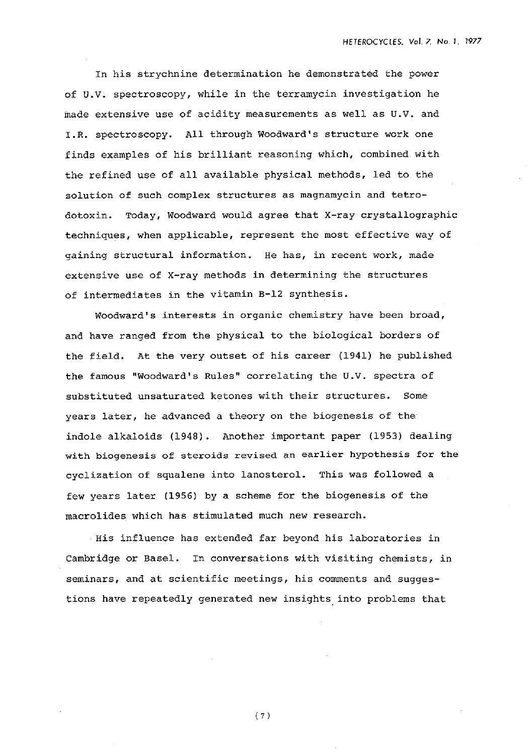In his strychnine determination he demonstrated the power of U.V. spectroscopy, while in the terramycin investigation he made extensive use of acidity measurements as well as U.V. and I.R. spectroscopy. All through Woodward's structure work one finds examples of his brilliant reasoning which, combined with the refined use of all available physical methods, led to the solution of such complex structures as magnamycin and tetrodotoxin. Today, Woodward would agree that X-ray crystallographic techniques, when applicable, represent the most effective way of gaining structural information. He has, in recent work, made extensive use of X-ray methods in determining the structures of intermediates in the vitamin B-12 synthesis.

Woodward's interests in organic chemistry have been broad, and have ranged from the physical to the biological borders of the field. At the very outset of his career (1941) he published the famous "Woodward's Rules" correlating the U.V. spectra of substituted unsaturated ketones with their structures. Some years later, he advanced a theory on the biogenesis of the indole alkaloids (1948). Another important paper (1953) dealing with biogenesis of steroids revised an earlier hypothesis for the cyclization of squalene into lanosterol. This was followed a few years later (1956) by a scheme for the biogenesis of the macrolides which has stimulated much new research.

His influence has extended far beyond his laboratories in Cambridge or Basel. In conversations with visiting chemists, in seminars, and at scientific meetings, his comments and suggestions have repeatedly generated new insights into problems that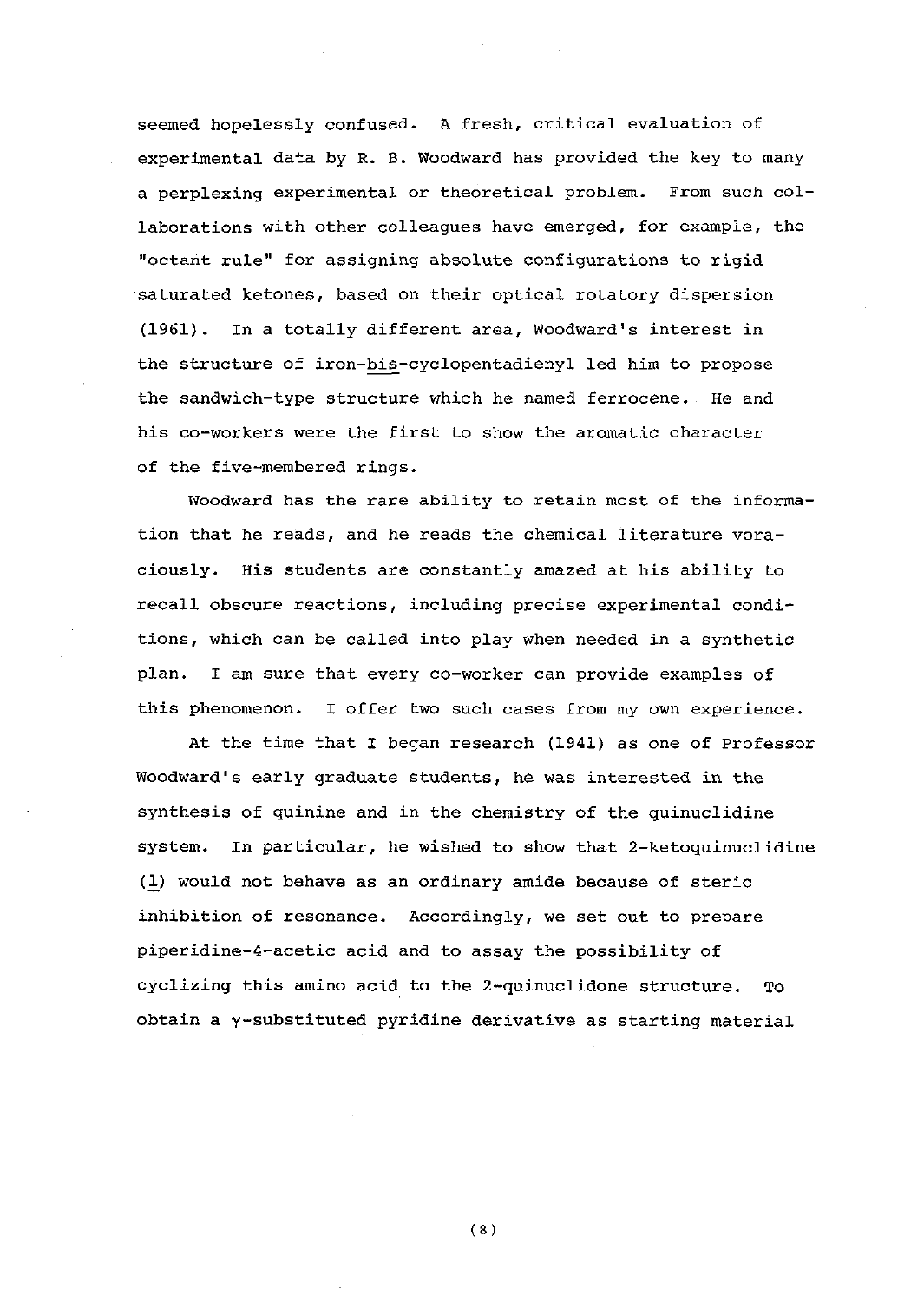seemed hopelessly confused. A fresh, critical evaluation of experimental data by R. B. Woodward has provided the key to many a perplexing experimental or theoretical problem. From such collaborations with other colleagues have emerged, for example, the "octant rule" for assigning absolute configurations to rigid saturated ketones, based on their optical rotatory dispersion (1961). In a totally different area, Woodward's interest in the structure of iron-*bis*-cyclopentadienyl led him to propose the sandwich-type structure which he named ferrocene. He and his co-workers were the first to show the aromatic character of the five-membered rings.

Woodward has the rare ability to retain most of the information that he reads, and he reads the chemical literature voraciously. His students are constantly amazed at his ability to recall obscure reactions, including precise experimental conditions, which can be called into play when needed in a synthetic plan. I am sure that every co-worker can provide examples of this phenomenon. I offer two such cases from my own experience.

At the time that I began research (1941) as one of Professor Woodward's early graduate students, he was interested in the synthesis of quinine and in the chemistry of the quinuclidine system. In particular, he wished to show that 2-ketoquinuclidine (1) would not behave as an ordinary amide because of steric inhibition of resonance. Accordingly, we set out to prepare piperidine-4-acetic acid and to assay the possibility of cyclizing this amino acid to the 2-quinuclidone structure. To obtain a γ-substituted pyridine derivative as starting material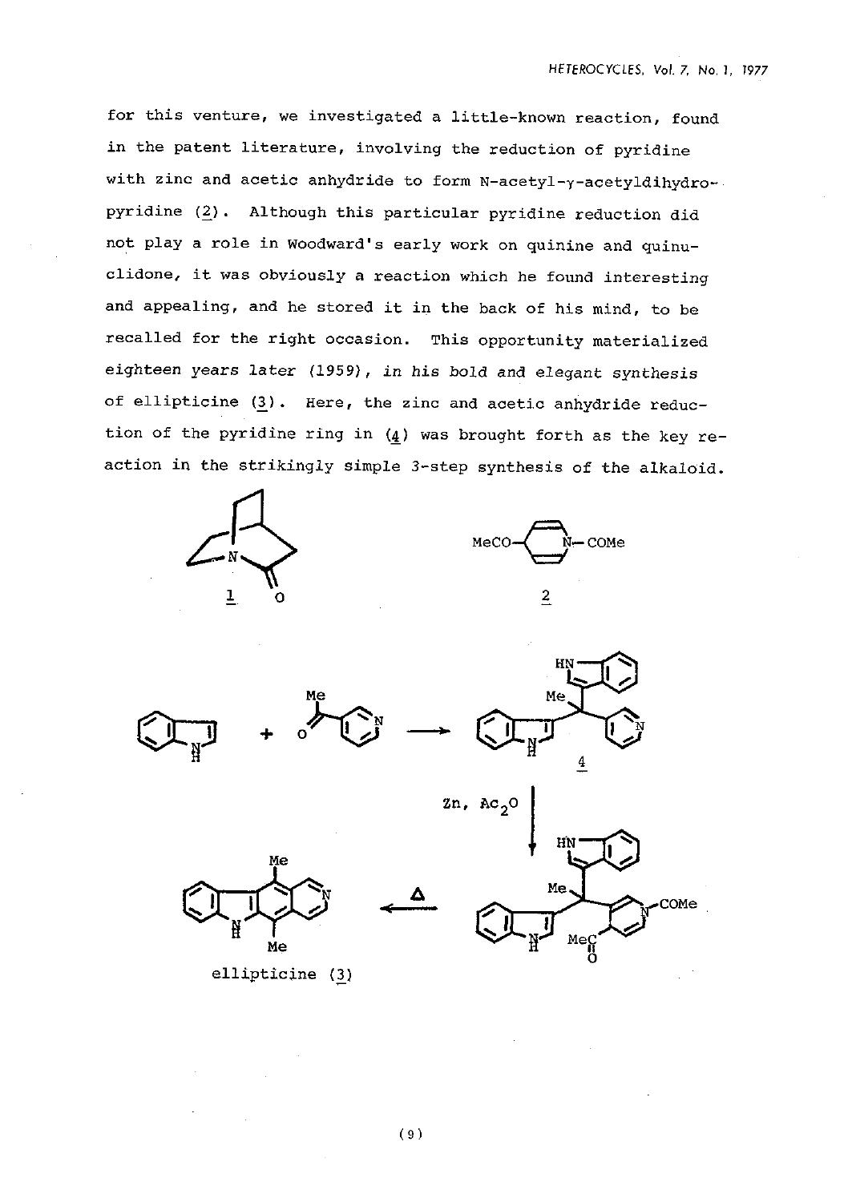for this venture, we investigated a little-known reaction, found in the patent literature, involving the reduction of pyridine with zinc and acetic anhydride to form N-acetyl-γ-acetyldihydro-pyridine (2). Although this particular pyridine reduction did not play a role in Woodward's early work on quinine and quinuclidone, it was obviously a reaction which he found interesting and appealing, and he stored it in the back of his mind, to be recalled for the right occasion. This opportunity materialized eighteen years later (1959), *in his bold and elegant synthesis* of ellipticine (3). Here, the zinc and acetic anhydride reduction of the pyridine ring in (4) was brought forth as the key reaction in the strikingly simple 3-step synthesis of the alkaloid.

1

MeCO— —N—COMe

2

4

Zn, $Ac_2O$

Δ

ellipticine (3)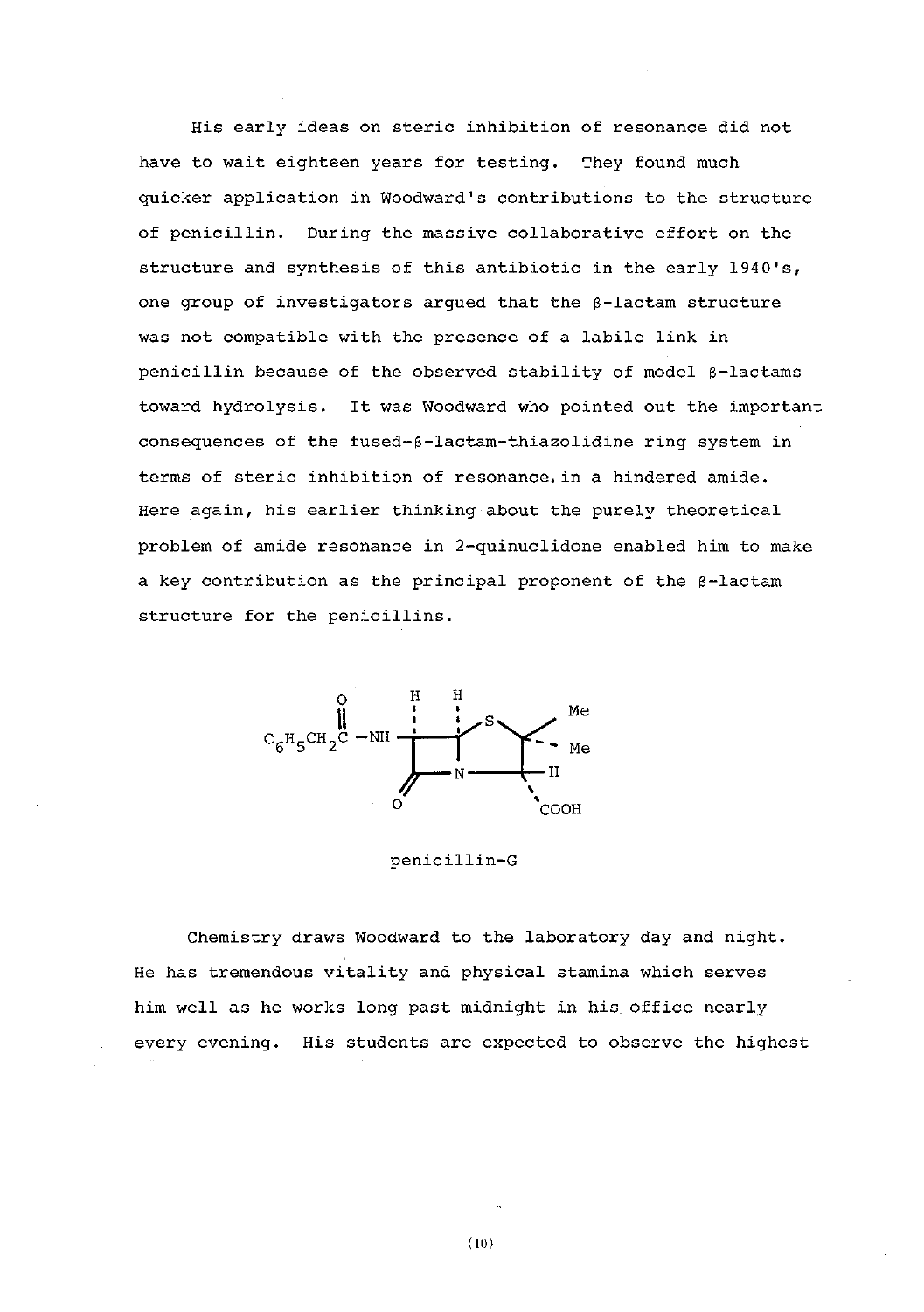His early ideas on steric inhibition of resonance did not have to wait eighteen years for testing. They found much quicker application in Woodward's contributions to the structure of penicillin. During the massive collaborative effort on the structure and synthesis of this antibiotic in the early 1940's, one group of investigators argued that the β-lactam structure was not compatible with the presence of a labile link in penicillin because of the observed stability of model β-lactams toward hydrolysis. It was Woodward who pointed out the important consequences of the fused-β-lactam-thiazolidine ring system in terms of steric inhibition of resonance. in a hindered amide. Here again, his earlier thinking about the purely theoretical problem of amide resonance in 2-quinuclidone enabled him to make a key contribution as the principal proponent of the β-lactam structure for the penicillins.

penicillin-G

Chemistry draws Woodward to the laboratory day and night. He has tremendous vitality and physical stamina which serves him well as he works long past midnight in his office nearly every evening. His students are expected to observe the highest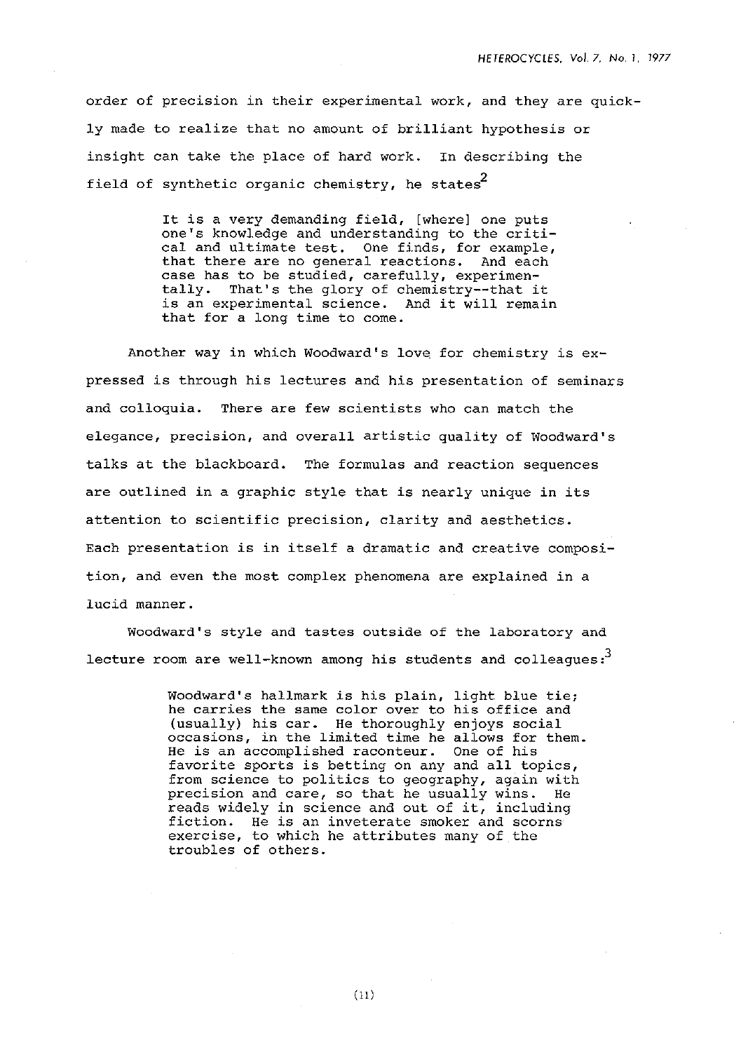order of precision in their experimental work, and they are quickly made to realize that no amount of brilliant hypothesis or insight can take the place of hard work. In describing the field of synthetic organic chemistry, he states[2]

> It is a very demanding field, [where] one puts one's knowledge and understanding to the critical and ultimate test. One finds, for example, that there are no general reactions. And each case has to be studied, carefully, experimentally. That's the glory of chemistry--that it is an experimental science. And it will remain that for a long time to come.

Another way in which Woodward's love for chemistry is expressed is through his lectures and his presentation of seminars and colloquia. There are few scientists who can match the elegance, precision, and overall artistic quality of Woodward's talks at the blackboard. The formulas and reaction sequences are outlined in a graphic style that is nearly unique in its attention to scientific precision, clarity and aesthetics. Each presentation is in itself a dramatic and creative composition, and even the most complex phenomena are explained in a lucid manner.

Woodward's style and tastes outside of the laboratory and lecture room are well-known among his students and colleagues:[3]

> Woodward's hallmark is his plain, light blue tie; he carries the same color over to his office and (usually) his car. He thoroughly enjoys social occasions, in the limited time he allows for them. He is an accomplished raconteur. One of his favorite sports is betting on any and all topics, from science to politics to geography, again with precision and care, so that he usually wins. He reads widely in science and out of it, including fiction. He is an inveterate smoker and scorns exercise, to which he attributes many of the troubles of others.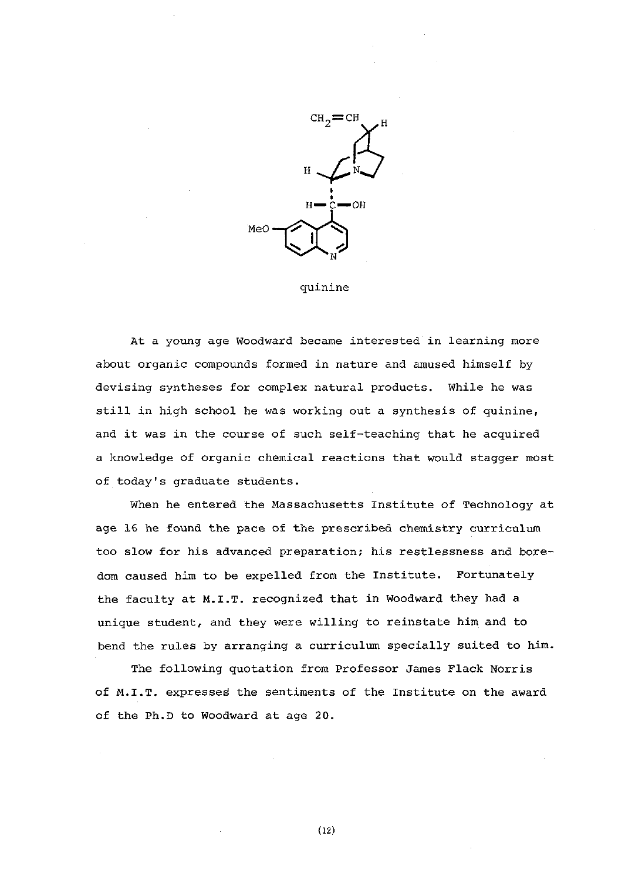quinine

At a young age Woodward became interested in learning more about organic compounds formed in nature and amused himself by devising syntheses for complex natural products. While he was still in high school he was working out a synthesis of quinine, and it was in the course of such self-teaching that he acquired a knowledge of organic chemical reactions that would stagger most of today's graduate students.

When he entered the Massachusetts Institute of Technology at age 16 he found the pace of the prescribed chemistry curriculum too slow for his advanced preparation; his restlessness and boredom caused him to be expelled from the Institute. Fortunately the faculty at M.I.T. recognized that in Woodward they had a unique student, and they were willing to reinstate him and to bend the rules by arranging a curriculum specially suited to him.

The following quotation from Professor James Flack Norris of M.I.T. expresses the sentiments of the Institute on the award of the Ph.D to Woodward at age 20.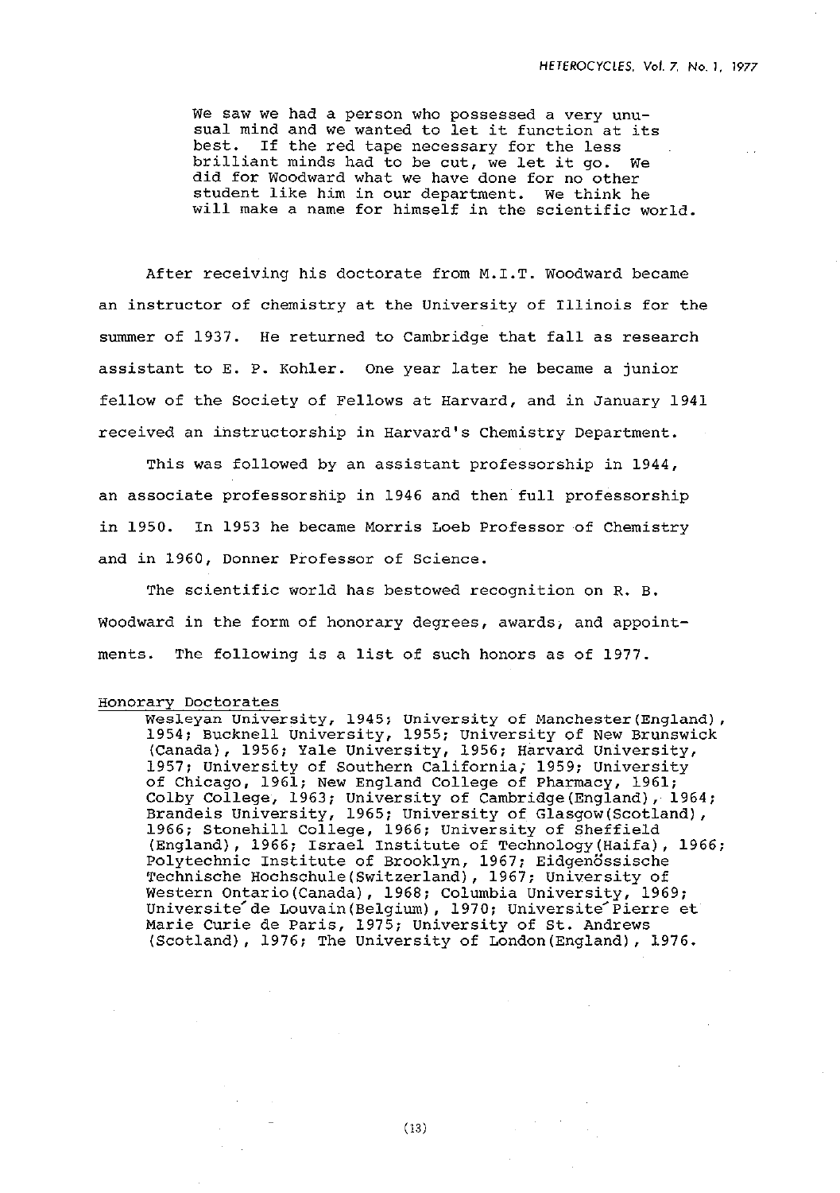> We saw we had a person who possessed a very unusual mind and we wanted to let it function at its best. If the red tape necessary for the less brilliant minds had to be cut, we let it go. We did for Woodward what we have done for no other student like him in our department. We think he will make a name for himself in the scientific world.

After receiving his doctorate from M.I.T. Woodward became an instructor of chemistry at the University of Illinois for the summer of 1937. He returned to Cambridge that fall as research assistant to E. P. Kohler. One year later he became a junior fellow of the Society of Fellows at Harvard, and in January 1941 received an instructorship in Harvard's Chemistry Department.

This was followed by an assistant professorship in 1944, an associate professorship in 1946 and then full professorship in 1950. In 1953 he became Morris Loeb Professor of Chemistry and in 1960, Donner Professor of Science.

The scientific world has bestowed recognition on R. B. Woodward in the form of honorary degrees, awards, and appointments. The following is a list of such honors as of 1977.

Honorary Doctorates

Wesleyan University, 1945; University of Manchester(England), 1954; Bucknell University, 1955; University of New Brunswick (Canada), 1956; Yale University, 1956; Harvard University, 1957; University of Southern California, 1959; University of Chicago, 1961; New England College of Pharmacy, 1961; Colby College, 1963; University of Cambridge(England), 1964; Brandeis University, 1965; University of Glasgow(Scotland), 1966; Stonehill College, 1966; University of Sheffield (England), 1966; Israel Institute of Technology(Haifa), 1966; Polytechnic Institute of Brooklyn, 1967; Eidgenössische Technische Hochschule(Switzerland), 1967; University of Western Ontario(Canada), 1968; Columbia University, 1969; Université de Louvain(Belgium), 1970; Université Pierre et Marie Curie de Paris, 1975; University of St. Andrews (Scotland), 1976; The University of London(England), 1976.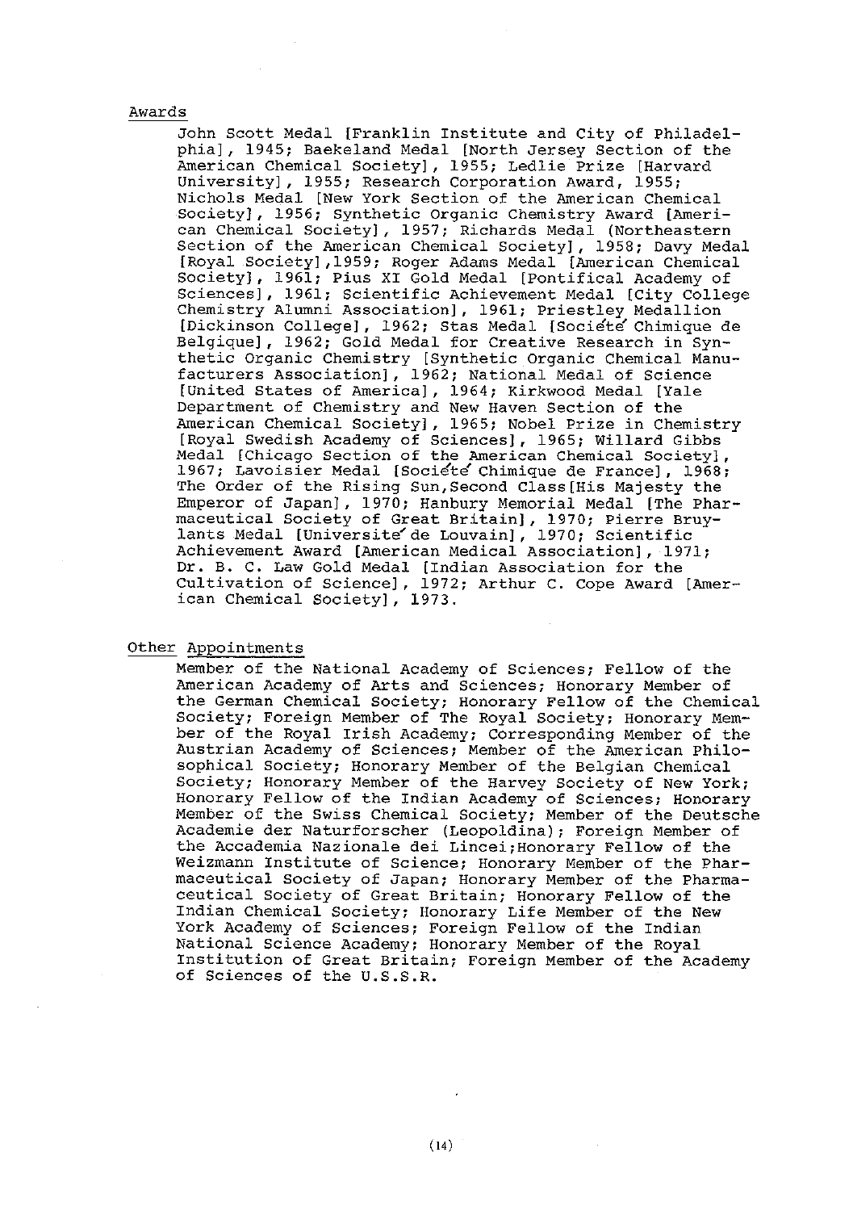## Awards

John Scott Medal [Franklin Institute and City of Philadelphia], 1945; Baekeland Medal [North Jersey Section of the American Chemical Society], 1955; Ledlie Prize [Harvard University], 1955; Research Corporation Award, 1955; Nichols Medal [New York Section of the American Chemical Society], 1956; Synthetic Organic Chemistry Award [American Chemical Society], 1957; Richards Medal (Northeastern Section of the American Chemical Society], 1958; Davy Medal [Royal Society],1959; Roger Adams Medal [American Chemical Society], 1961; Pius XI Gold Medal [Pontifical Academy of Sciences], 1961; Scientific Achievement Medal [City College Chemistry Alumni Association], 1961; Priestley Medallion [Dickinson College], 1962; Stas Medal [Société Chimique de Belgique], 1962; Gold Medal for Creative Research in Synthetic Organic Chemistry [Synthetic Organic Chemical Manufacturers Association], 1962; National Medal of Science [United States of America], 1964; Kirkwood Medal [Yale Department of Chemistry and New Haven Section of the American Chemical Society], 1965; Nobel Prize in Chemistry [Royal Swedish Academy of Sciences], 1965; Willard Gibbs Medal [Chicago Section of the American Chemical Society], 1967; Lavoisier Medal [Société Chimique de France], 1968; The Order of the Rising Sun,Second Class[His Majesty the Emperor of Japan], 1970; Hanbury Memorial Medal [The Pharmaceutical Society of Great Britain], 1970; Pierre Bruylants Medal [Université de Louvain], 1970; Scientific Achievement Award [American Medical Association], 1971; Dr. B. C. Law Gold Medal [Indian Association for the Cultivation of Science], 1972; Arthur C. Cope Award [American Chemical Society], 1973.

## Other Appointments

Member of the National Academy of Sciences; Fellow of the American Academy of Arts and Sciences; Honorary Member of the German Chemical Society; Honorary Fellow of the Chemical Society; Foreign Member of The Royal Society; Honorary Member of the Royal Irish Academy; Corresponding Member of the Austrian Academy of Sciences; Member of the American Philosophical Society; Honorary Member of the Belgian Chemical Society; Honorary Member of the Harvey Society of New York; Honorary Fellow of the Indian Academy of Sciences; Honorary Member of the Swiss Chemical Society; Member of the Deutsche Academie der Naturforscher (Leopoldina); Foreign Member of the Accademia Nazionale dei Lincei;Honorary Fellow of the Weizmann Institute of Science; Honorary Member of the Pharmaceutical Society of Japan; Honorary Member of the Pharmaceutical Society of Great Britain; Honorary Fellow of the Indian Chemical Society; Honorary Life Member of the New York Academy of Sciences; Foreign Fellow of the Indian National Science Academy; Honorary Member of the Royal Institution of Great Britain; Foreign Member of the Academy of Sciences of the U.S.S.R.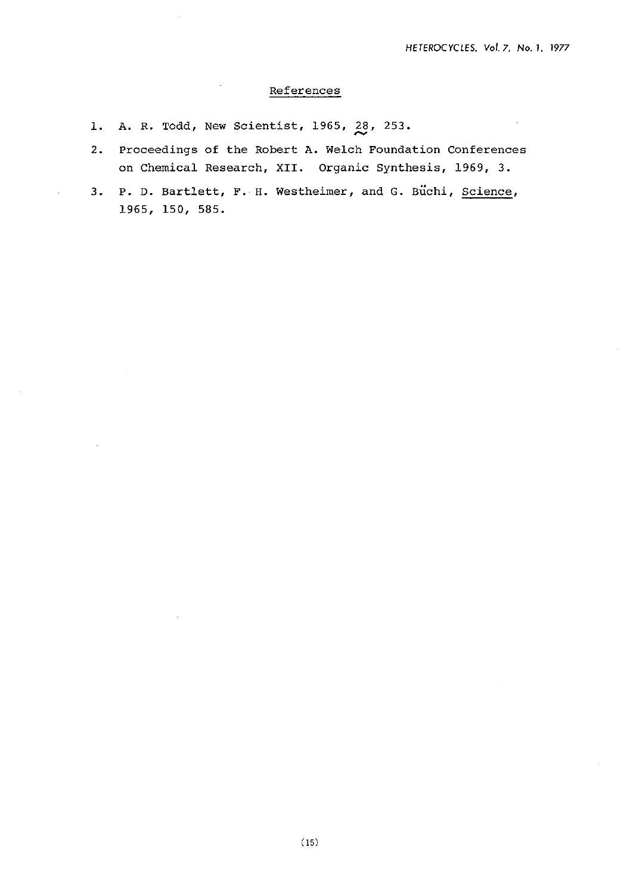## References

1. A. R. Todd, New Scientist, 1965, **28**, 253.
2. Proceedings of the Robert A. Welch Foundation Conferences on Chemical Research, XII. Organic Synthesis, 1969, 3.
3. P. D. Bartlett, F. H. Westheimer, and G. Büchi, Science, 1965, 150, 585.